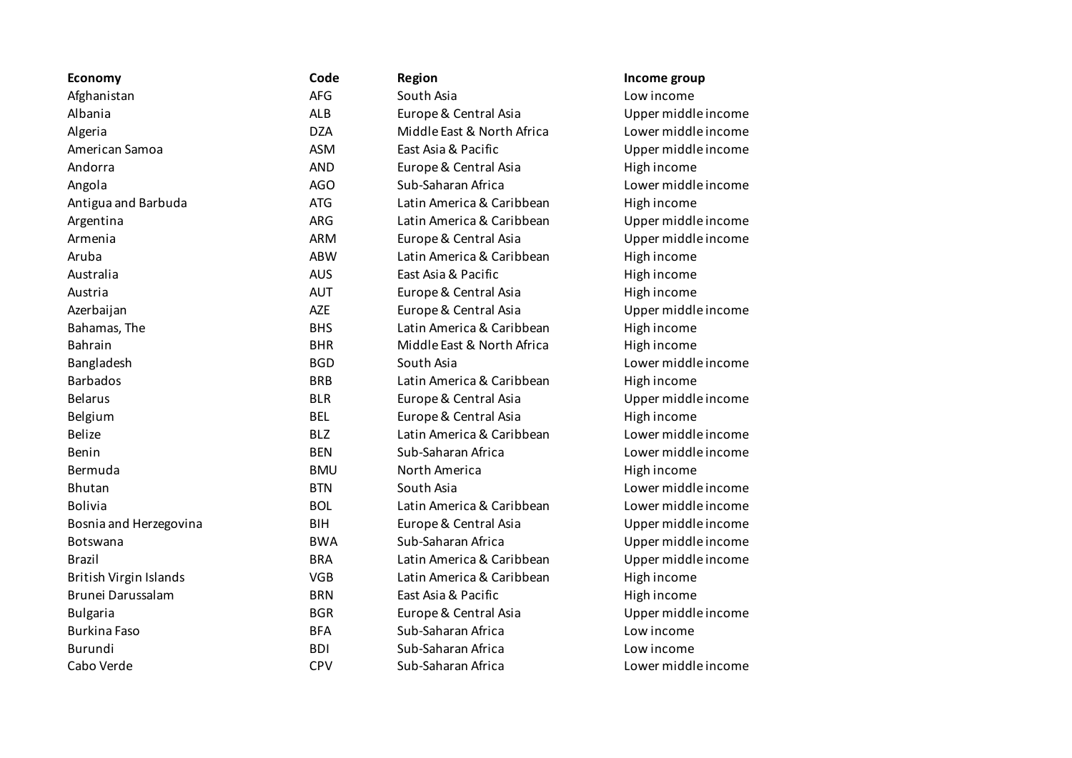| Economy | Code | Region | Income group |
|---|---|---|---|
| Afghanistan | AFG | South Asia | Low income |
| Albania | ALB | Europe & Central Asia | Upper middle income |
| Algeria | DZA | Middle East & North Africa | Lower middle income |
| American Samoa | ASM | East Asia & Pacific | Upper middle income |
| Andorra | AND | Europe & Central Asia | High income |
| Angola | AGO | Sub-Saharan Africa | Lower middle income |
| Antigua and Barbuda | ATG | Latin America & Caribbean | High income |
| Argentina | ARG | Latin America & Caribbean | Upper middle income |
| Armenia | ARM | Europe & Central Asia | Upper middle income |
| Aruba | ABW | Latin America & Caribbean | High income |
| Australia | AUS | East Asia & Pacific | High income |
| Austria | AUT | Europe & Central Asia | High income |
| Azerbaijan | AZE | Europe & Central Asia | Upper middle income |
| Bahamas, The | BHS | Latin America & Caribbean | High income |
| Bahrain | BHR | Middle East & North Africa | High income |
| Bangladesh | BGD | South Asia | Lower middle income |
| Barbados | BRB | Latin America & Caribbean | High income |
| Belarus | BLR | Europe & Central Asia | Upper middle income |
| Belgium | BEL | Europe & Central Asia | High income |
| Belize | BLZ | Latin America & Caribbean | Lower middle income |
| Benin | BEN | Sub-Saharan Africa | Lower middle income |
| Bermuda | BMU | North America | High income |
| Bhutan | BTN | South Asia | Lower middle income |
| Bolivia | BOL | Latin America & Caribbean | Lower middle income |
| Bosnia and Herzegovina | BIH | Europe & Central Asia | Upper middle income |
| Botswana | BWA | Sub-Saharan Africa | Upper middle income |
| Brazil | BRA | Latin America & Caribbean | Upper middle income |
| British Virgin Islands | VGB | Latin America & Caribbean | High income |
| Brunei Darussalam | BRN | East Asia & Pacific | High income |
| Bulgaria | BGR | Europe & Central Asia | Upper middle income |
| Burkina Faso | BFA | Sub-Saharan Africa | Low income |
| Burundi | BDI | Sub-Saharan Africa | Low income |
| Cabo Verde | CPV | Sub-Saharan Africa | Lower middle income |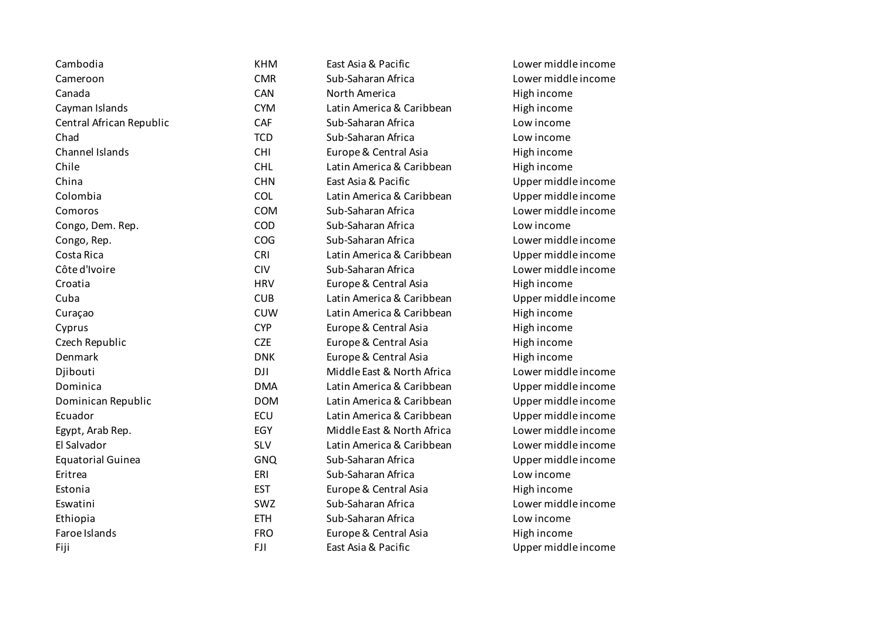| | | | |
|---|---|---|---|
| Cambodia | KHM | East Asia & Pacific | Lower middle income |
| Cameroon | CMR | Sub-Saharan Africa | Lower middle income |
| Canada | CAN | North America | High income |
| Cayman Islands | CYM | Latin America & Caribbean | High income |
| Central African Republic | CAF | Sub-Saharan Africa | Low income |
| Chad | TCD | Sub-Saharan Africa | Low income |
| Channel Islands | CHI | Europe & Central Asia | High income |
| Chile | CHL | Latin America & Caribbean | High income |
| China | CHN | East Asia & Pacific | Upper middle income |
| Colombia | COL | Latin America & Caribbean | Upper middle income |
| Comoros | COM | Sub-Saharan Africa | Lower middle income |
| Congo, Dem. Rep. | COD | Sub-Saharan Africa | Low income |
| Congo, Rep. | COG | Sub-Saharan Africa | Lower middle income |
| Costa Rica | CRI | Latin America & Caribbean | Upper middle income |
| Côte d'Ivoire | CIV | Sub-Saharan Africa | Lower middle income |
| Croatia | HRV | Europe & Central Asia | High income |
| Cuba | CUB | Latin America & Caribbean | Upper middle income |
| Curaçao | CUW | Latin America & Caribbean | High income |
| Cyprus | CYP | Europe & Central Asia | High income |
| Czech Republic | CZE | Europe & Central Asia | High income |
| Denmark | DNK | Europe & Central Asia | High income |
| Djibouti | DJI | Middle East & North Africa | Lower middle income |
| Dominica | DMA | Latin America & Caribbean | Upper middle income |
| Dominican Republic | DOM | Latin America & Caribbean | Upper middle income |
| Ecuador | ECU | Latin America & Caribbean | Upper middle income |
| Egypt, Arab Rep. | EGY | Middle East & North Africa | Lower middle income |
| El Salvador | SLV | Latin America & Caribbean | Lower middle income |
| Equatorial Guinea | GNQ | Sub-Saharan Africa | Upper middle income |
| Eritrea | ERI | Sub-Saharan Africa | Low income |
| Estonia | EST | Europe & Central Asia | High income |
| Eswatini | SWZ | Sub-Saharan Africa | Lower middle income |
| Ethiopia | ETH | Sub-Saharan Africa | Low income |
| Faroe Islands | FRO | Europe & Central Asia | High income |
| Fiji | FJI | East Asia & Pacific | Upper middle income |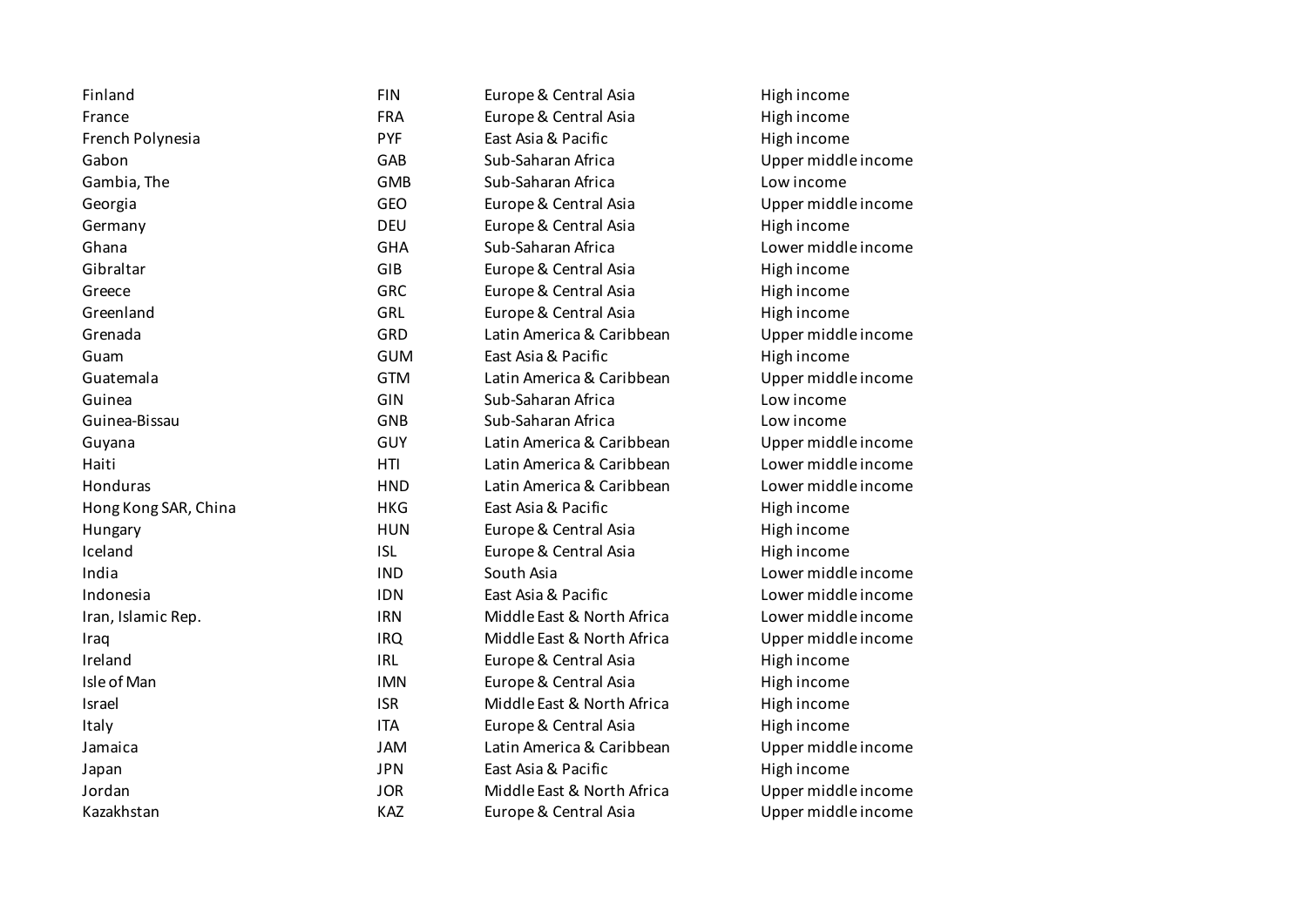| | | | |
|---|---|---|---|
| Finland | FIN | Europe & Central Asia | High income |
| France | FRA | Europe & Central Asia | High income |
| French Polynesia | PYF | East Asia & Pacific | High income |
| Gabon | GAB | Sub-Saharan Africa | Upper middle income |
| Gambia, The | GMB | Sub-Saharan Africa | Low income |
| Georgia | GEO | Europe & Central Asia | Upper middle income |
| Germany | DEU | Europe & Central Asia | High income |
| Ghana | GHA | Sub-Saharan Africa | Lower middle income |
| Gibraltar | GIB | Europe & Central Asia | High income |
| Greece | GRC | Europe & Central Asia | High income |
| Greenland | GRL | Europe & Central Asia | High income |
| Grenada | GRD | Latin America & Caribbean | Upper middle income |
| Guam | GUM | East Asia & Pacific | High income |
| Guatemala | GTM | Latin America & Caribbean | Upper middle income |
| Guinea | GIN | Sub-Saharan Africa | Low income |
| Guinea-Bissau | GNB | Sub-Saharan Africa | Low income |
| Guyana | GUY | Latin America & Caribbean | Upper middle income |
| Haiti | HTI | Latin America & Caribbean | Lower middle income |
| Honduras | HND | Latin America & Caribbean | Lower middle income |
| Hong Kong SAR, China | HKG | East Asia & Pacific | High income |
| Hungary | HUN | Europe & Central Asia | High income |
| Iceland | ISL | Europe & Central Asia | High income |
| India | IND | South Asia | Lower middle income |
| Indonesia | IDN | East Asia & Pacific | Lower middle income |
| Iran, Islamic Rep. | IRN | Middle East & North Africa | Lower middle income |
| Iraq | IRQ | Middle East & North Africa | Upper middle income |
| Ireland | IRL | Europe & Central Asia | High income |
| Isle of Man | IMN | Europe & Central Asia | High income |
| Israel | ISR | Middle East & North Africa | High income |
| Italy | ITA | Europe & Central Asia | High income |
| Jamaica | JAM | Latin America & Caribbean | Upper middle income |
| Japan | JPN | East Asia & Pacific | High income |
| Jordan | JOR | Middle East & North Africa | Upper middle income |
| Kazakhstan | KAZ | Europe & Central Asia | Upper middle income |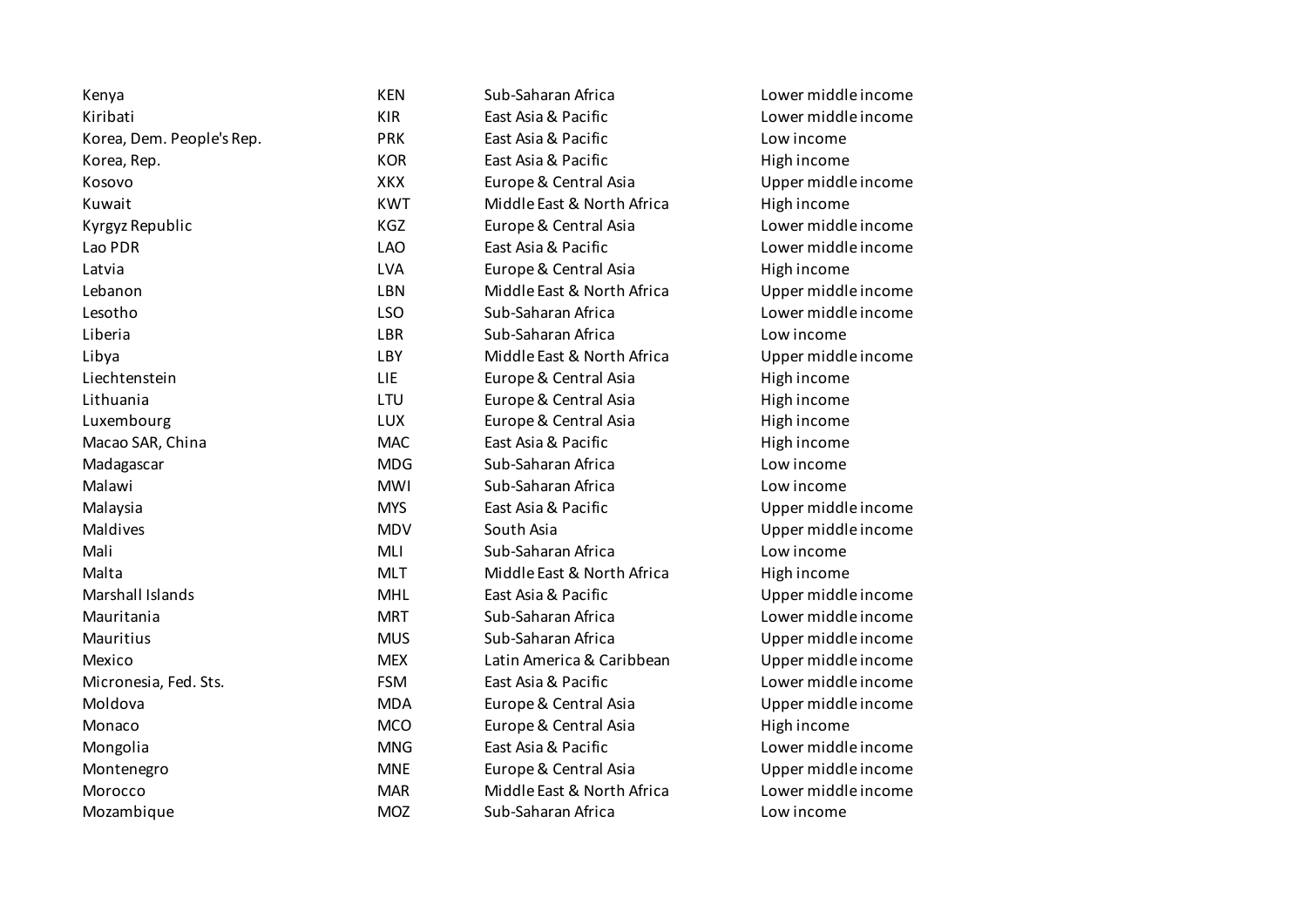| | | | |
|---|---|---|---|
| Kenya | KEN | Sub-Saharan Africa | Lower middle income |
| Kiribati | KIR | East Asia & Pacific | Lower middle income |
| Korea, Dem. People's Rep. | PRK | East Asia & Pacific | Low income |
| Korea, Rep. | KOR | East Asia & Pacific | High income |
| Kosovo | XKX | Europe & Central Asia | Upper middle income |
| Kuwait | KWT | Middle East & North Africa | High income |
| Kyrgyz Republic | KGZ | Europe & Central Asia | Lower middle income |
| Lao PDR | LAO | East Asia & Pacific | Lower middle income |
| Latvia | LVA | Europe & Central Asia | High income |
| Lebanon | LBN | Middle East & North Africa | Upper middle income |
| Lesotho | LSO | Sub-Saharan Africa | Lower middle income |
| Liberia | LBR | Sub-Saharan Africa | Low income |
| Libya | LBY | Middle East & North Africa | Upper middle income |
| Liechtenstein | LIE | Europe & Central Asia | High income |
| Lithuania | LTU | Europe & Central Asia | High income |
| Luxembourg | LUX | Europe & Central Asia | High income |
| Macao SAR, China | MAC | East Asia & Pacific | High income |
| Madagascar | MDG | Sub-Saharan Africa | Low income |
| Malawi | MWI | Sub-Saharan Africa | Low income |
| Malaysia | MYS | East Asia & Pacific | Upper middle income |
| Maldives | MDV | South Asia | Upper middle income |
| Mali | MLI | Sub-Saharan Africa | Low income |
| Malta | MLT | Middle East & North Africa | High income |
| Marshall Islands | MHL | East Asia & Pacific | Upper middle income |
| Mauritania | MRT | Sub-Saharan Africa | Lower middle income |
| Mauritius | MUS | Sub-Saharan Africa | Upper middle income |
| Mexico | MEX | Latin America & Caribbean | Upper middle income |
| Micronesia, Fed. Sts. | FSM | East Asia & Pacific | Lower middle income |
| Moldova | MDA | Europe & Central Asia | Upper middle income |
| Monaco | MCO | Europe & Central Asia | High income |
| Mongolia | MNG | East Asia & Pacific | Lower middle income |
| Montenegro | MNE | Europe & Central Asia | Upper middle income |
| Morocco | MAR | Middle East & North Africa | Lower middle income |
| Mozambique | MOZ | Sub-Saharan Africa | Low income |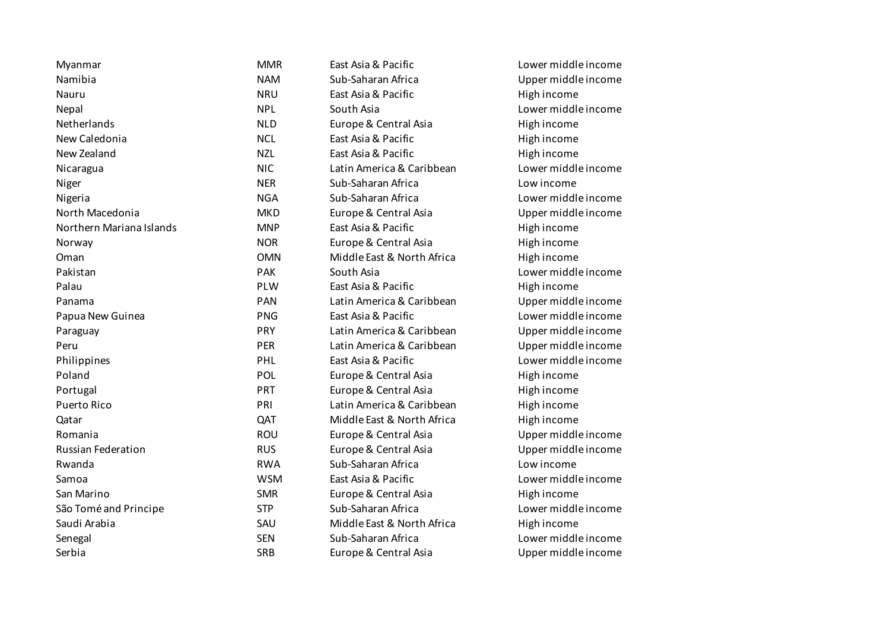| | | | |
|---|---|---|---|
| Myanmar | MMR | East Asia & Pacific | Lower middle income |
| Namibia | NAM | Sub-Saharan Africa | Upper middle income |
| Nauru | NRU | East Asia & Pacific | High income |
| Nepal | NPL | South Asia | Lower middle income |
| Netherlands | NLD | Europe & Central Asia | High income |
| New Caledonia | NCL | East Asia & Pacific | High income |
| New Zealand | NZL | East Asia & Pacific | High income |
| Nicaragua | NIC | Latin America & Caribbean | Lower middle income |
| Niger | NER | Sub-Saharan Africa | Low income |
| Nigeria | NGA | Sub-Saharan Africa | Lower middle income |
| North Macedonia | MKD | Europe & Central Asia | Upper middle income |
| Northern Mariana Islands | MNP | East Asia & Pacific | High income |
| Norway | NOR | Europe & Central Asia | High income |
| Oman | OMN | Middle East & North Africa | High income |
| Pakistan | PAK | South Asia | Lower middle income |
| Palau | PLW | East Asia & Pacific | High income |
| Panama | PAN | Latin America & Caribbean | Upper middle income |
| Papua New Guinea | PNG | East Asia & Pacific | Lower middle income |
| Paraguay | PRY | Latin America & Caribbean | Upper middle income |
| Peru | PER | Latin America & Caribbean | Upper middle income |
| Philippines | PHL | East Asia & Pacific | Lower middle income |
| Poland | POL | Europe & Central Asia | High income |
| Portugal | PRT | Europe & Central Asia | High income |
| Puerto Rico | PRI | Latin America & Caribbean | High income |
| Qatar | QAT | Middle East & North Africa | High income |
| Romania | ROU | Europe & Central Asia | Upper middle income |
| Russian Federation | RUS | Europe & Central Asia | Upper middle income |
| Rwanda | RWA | Sub-Saharan Africa | Low income |
| Samoa | WSM | East Asia & Pacific | Lower middle income |
| San Marino | SMR | Europe & Central Asia | High income |
| São Tomé and Principe | STP | Sub-Saharan Africa | Lower middle income |
| Saudi Arabia | SAU | Middle East & North Africa | High income |
| Senegal | SEN | Sub-Saharan Africa | Lower middle income |
| Serbia | SRB | Europe & Central Asia | Upper middle income |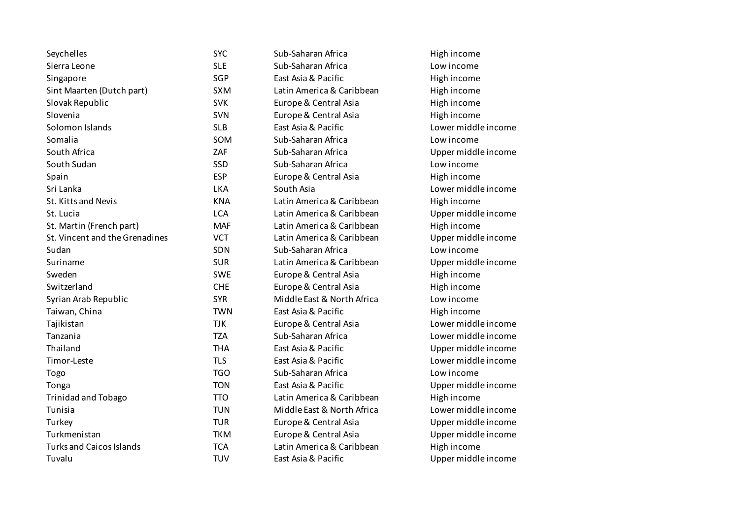| | | | |
|---|---|---|---|
| Seychelles | SYC | Sub-Saharan Africa | High income |
| Sierra Leone | SLE | Sub-Saharan Africa | Low income |
| Singapore | SGP | East Asia & Pacific | High income |
| Sint Maarten (Dutch part) | SXM | Latin America & Caribbean | High income |
| Slovak Republic | SVK | Europe & Central Asia | High income |
| Slovenia | SVN | Europe & Central Asia | High income |
| Solomon Islands | SLB | East Asia & Pacific | Lower middle income |
| Somalia | SOM | Sub-Saharan Africa | Low income |
| South Africa | ZAF | Sub-Saharan Africa | Upper middle income |
| South Sudan | SSD | Sub-Saharan Africa | Low income |
| Spain | ESP | Europe & Central Asia | High income |
| Sri Lanka | LKA | South Asia | Lower middle income |
| St. Kitts and Nevis | KNA | Latin America & Caribbean | High income |
| St. Lucia | LCA | Latin America & Caribbean | Upper middle income |
| St. Martin (French part) | MAF | Latin America & Caribbean | High income |
| St. Vincent and the Grenadines | VCT | Latin America & Caribbean | Upper middle income |
| Sudan | SDN | Sub-Saharan Africa | Low income |
| Suriname | SUR | Latin America & Caribbean | Upper middle income |
| Sweden | SWE | Europe & Central Asia | High income |
| Switzerland | CHE | Europe & Central Asia | High income |
| Syrian Arab Republic | SYR | Middle East & North Africa | Low income |
| Taiwan, China | TWN | East Asia & Pacific | High income |
| Tajikistan | TJK | Europe & Central Asia | Lower middle income |
| Tanzania | TZA | Sub-Saharan Africa | Lower middle income |
| Thailand | THA | East Asia & Pacific | Upper middle income |
| Timor-Leste | TLS | East Asia & Pacific | Lower middle income |
| Togo | TGO | Sub-Saharan Africa | Low income |
| Tonga | TON | East Asia & Pacific | Upper middle income |
| Trinidad and Tobago | TTO | Latin America & Caribbean | High income |
| Tunisia | TUN | Middle East & North Africa | Lower middle income |
| Turkey | TUR | Europe & Central Asia | Upper middle income |
| Turkmenistan | TKM | Europe & Central Asia | Upper middle income |
| Turks and Caicos Islands | TCA | Latin America & Caribbean | High income |
| Tuvalu | TUV | East Asia & Pacific | Upper middle income |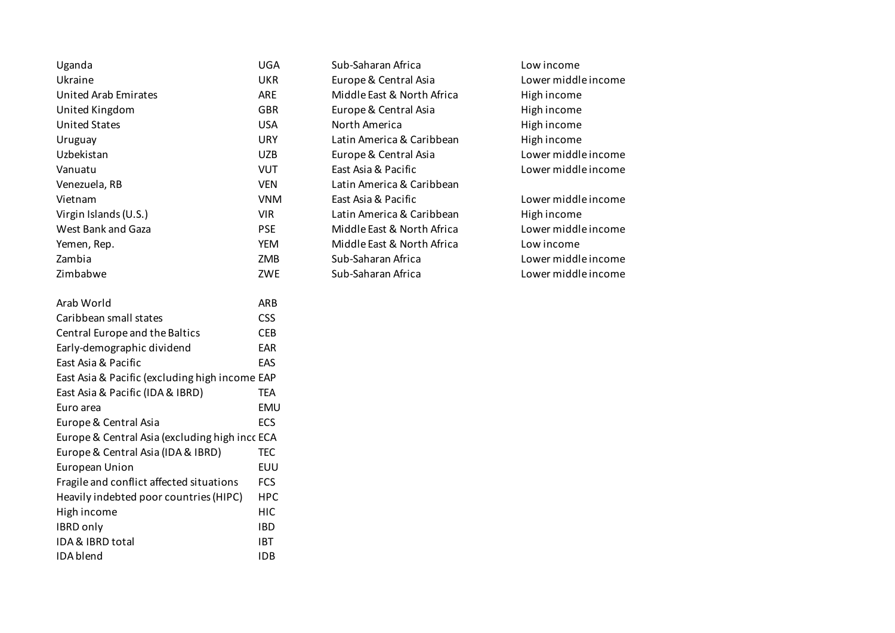| | | | |
|---|---|---|---|
| Uganda | UGA | Sub-Saharan Africa | Low income |
| Ukraine | UKR | Europe & Central Asia | Lower middle income |
| United Arab Emirates | ARE | Middle East & North Africa | High income |
| United Kingdom | GBR | Europe & Central Asia | High income |
| United States | USA | North America | High income |
| Uruguay | URY | Latin America & Caribbean | High income |
| Uzbekistan | UZB | Europe & Central Asia | Lower middle income |
| Vanuatu | VUT | East Asia & Pacific | Lower middle income |
| Venezuela, RB | VEN | Latin America & Caribbean | |
| Vietnam | VNM | East Asia & Pacific | Lower middle income |
| Virgin Islands (U.S.) | VIR | Latin America & Caribbean | High income |
| West Bank and Gaza | PSE | Middle East & North Africa | Lower middle income |
| Yemen, Rep. | YEM | Middle East & North Africa | Low income |
| Zambia | ZMB | Sub-Saharan Africa | Lower middle income |
| Zimbabwe | ZWE | Sub-Saharan Africa | Lower middle income |

| | |
|---|---|
| Arab World | ARB |
| Caribbean small states | CSS |
| Central Europe and the Baltics | CEB |
| Early-demographic dividend | EAR |
| East Asia & Pacific | EAS |
| East Asia & Pacific (excluding high income | EAP |
| East Asia & Pacific (IDA & IBRD) | TEA |
| Euro area | EMU |
| Europe & Central Asia | ECS |
| Europe & Central Asia (excluding high inco | ECA |
| Europe & Central Asia (IDA & IBRD) | TEC |
| European Union | EUU |
| Fragile and conflict affected situations | FCS |
| Heavily indebted poor countries (HIPC) | HPC |
| High income | HIC |
| IBRD only | IBD |
| IDA & IBRD total | IBT |
| IDA blend | IDB |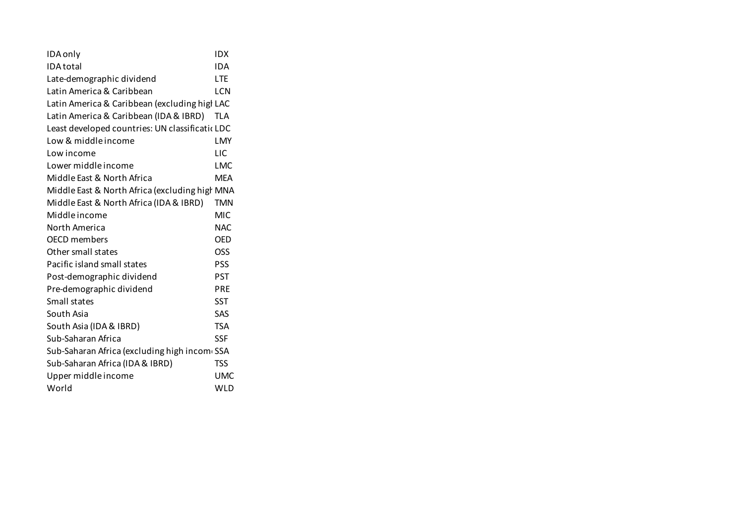| | |
|---|---|
| IDA only | IDX |
| IDA total | IDA |
| Late-demographic dividend | LTE |
| Latin America & Caribbean | LCN |
| Latin America & Caribbean (excluding high | LAC |
| Latin America & Caribbean (IDA & IBRD) | TLA |
| Least developed countries: UN classificatio | LDC |
| Low & middle income | LMY |
| Low income | LIC |
| Lower middle income | LMC |
| Middle East & North Africa | MEA |
| Middle East & North Africa (excluding high | MNA |
| Middle East & North Africa (IDA & IBRD) | TMN |
| Middle income | MIC |
| North America | NAC |
| OECD members | OED |
| Other small states | OSS |
| Pacific island small states | PSS |
| Post-demographic dividend | PST |
| Pre-demographic dividend | PRE |
| Small states | SST |
| South Asia | SAS |
| South Asia (IDA & IBRD) | TSA |
| Sub-Saharan Africa | SSF |
| Sub-Saharan Africa (excluding high income | SSA |
| Sub-Saharan Africa (IDA & IBRD) | TSS |
| Upper middle income | UMC |
| World | WLD |